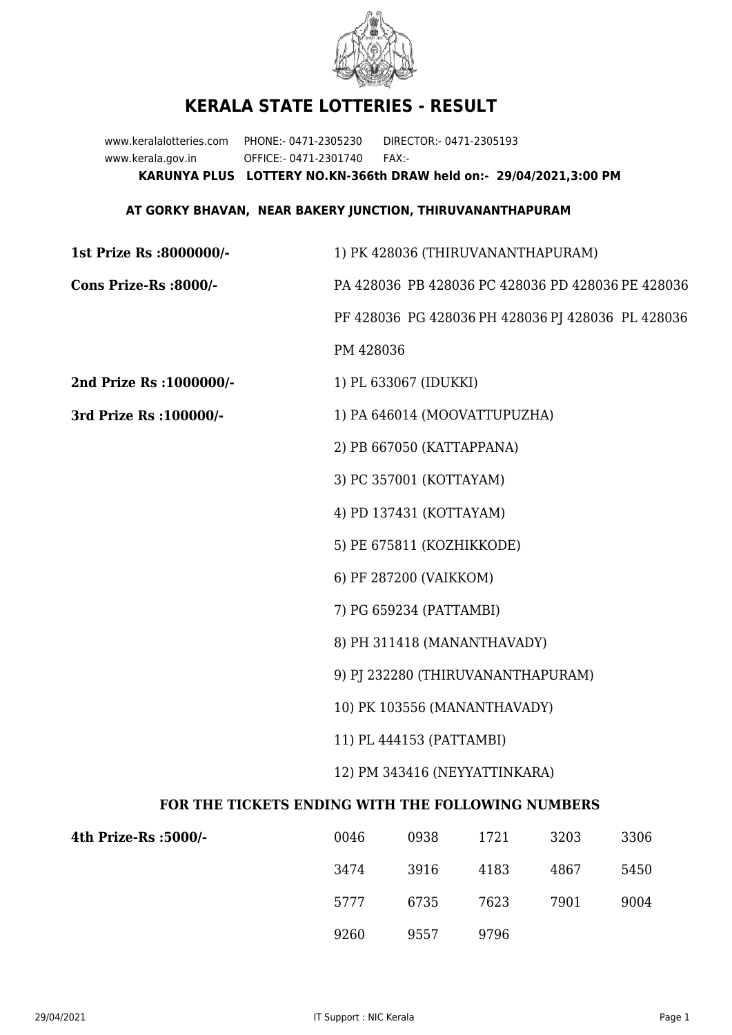# KERALA STATE LOTTERIES - RESULT

www.keralalotteries.com PHONE:- 0471-2305230 DIRECTOR:- 0471-2305193
www.kerala.gov.in OFFICE:- 0471-2301740 FAX:-

**KARUNYA PLUS LOTTERY NO.KN-366th DRAW held on:- 29/04/2021,3:00 PM**

**AT GORKY BHAVAN, NEAR BAKERY JUNCTION, THIRUVANANTHAPURAM**

**1st Prize Rs :8000000/-** 1) PK 428036 (THIRUVANANTHAPURAM)

**Cons Prize-Rs :8000/-** PA 428036 PB 428036 PC 428036 PD 428036 PE 428036 PF 428036 PG 428036 PH 428036 PJ 428036 PL 428036 PM 428036

**2nd Prize Rs :1000000/-** 1) PL 633067 (IDUKKI)

**3rd Prize Rs :100000/-**

1) PA 646014 (MOOVATTUPUZHA)
2) PB 667050 (KATTAPPANA)
3) PC 357001 (KOTTAYAM)
4) PD 137431 (KOTTAYAM)
5) PE 675811 (KOZHIKKODE)
6) PF 287200 (VAIKKOM)
7) PG 659234 (PATTAMBI)
8) PH 311418 (MANANTHAVADY)
9) PJ 232280 (THIRUVANANTHAPURAM)
10) PK 103556 (MANANTHAVADY)
11) PL 444153 (PATTAMBI)
12) PM 343416 (NEYYATTINKARA)

## FOR THE TICKETS ENDING WITH THE FOLLOWING NUMBERS

**4th Prize-Rs :5000/-**

| | | | | |
|---|---|---|---|---|
| 0046 | 0938 | 1721 | 3203 | 3306 |
| 3474 | 3916 | 4183 | 4867 | 5450 |
| 5777 | 6735 | 7623 | 7901 | 9004 |
| 9260 | 9557 | 9796 | | |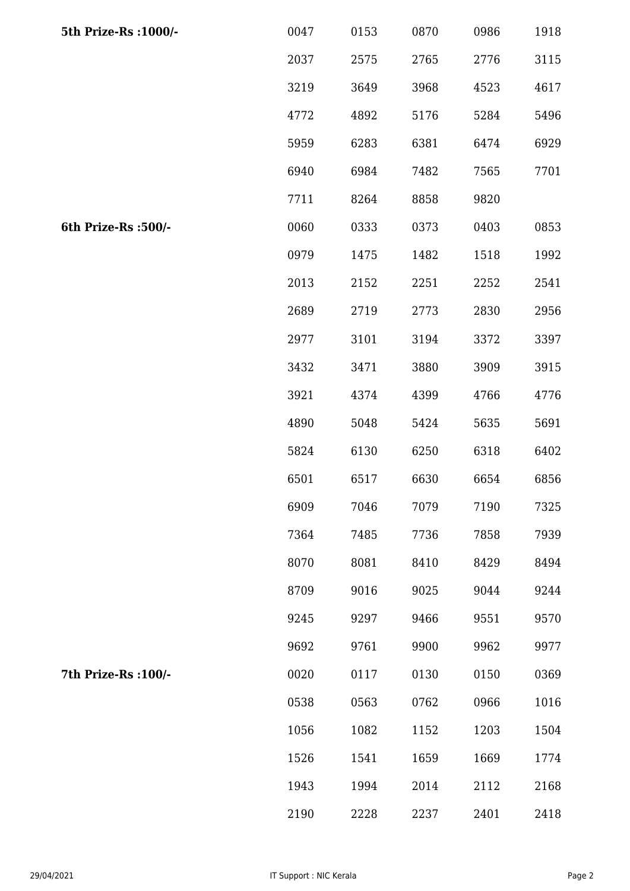| | | | | | |
|---|---|---|---|---|---|
| **5th Prize-Rs :1000/-** | 0047 | 0153 | 0870 | 0986 | 1918 |
| | 2037 | 2575 | 2765 | 2776 | 3115 |
| | 3219 | 3649 | 3968 | 4523 | 4617 |
| | 4772 | 4892 | 5176 | 5284 | 5496 |
| | 5959 | 6283 | 6381 | 6474 | 6929 |
| | 6940 | 6984 | 7482 | 7565 | 7701 |
| | 7711 | 8264 | 8858 | 9820 | |
| **6th Prize-Rs :500/-** | 0060 | 0333 | 0373 | 0403 | 0853 |
| | 0979 | 1475 | 1482 | 1518 | 1992 |
| | 2013 | 2152 | 2251 | 2252 | 2541 |
| | 2689 | 2719 | 2773 | 2830 | 2956 |
| | 2977 | 3101 | 3194 | 3372 | 3397 |
| | 3432 | 3471 | 3880 | 3909 | 3915 |
| | 3921 | 4374 | 4399 | 4766 | 4776 |
| | 4890 | 5048 | 5424 | 5635 | 5691 |
| | 5824 | 6130 | 6250 | 6318 | 6402 |
| | 6501 | 6517 | 6630 | 6654 | 6856 |
| | 6909 | 7046 | 7079 | 7190 | 7325 |
| | 7364 | 7485 | 7736 | 7858 | 7939 |
| | 8070 | 8081 | 8410 | 8429 | 8494 |
| | 8709 | 9016 | 9025 | 9044 | 9244 |
| | 9245 | 9297 | 9466 | 9551 | 9570 |
| | 9692 | 9761 | 9900 | 9962 | 9977 |
| **7th Prize-Rs :100/-** | 0020 | 0117 | 0130 | 0150 | 0369 |
| | 0538 | 0563 | 0762 | 0966 | 1016 |
| | 1056 | 1082 | 1152 | 1203 | 1504 |
| | 1526 | 1541 | 1659 | 1669 | 1774 |
| | 1943 | 1994 | 2014 | 2112 | 2168 |
| | 2190 | 2228 | 2237 | 2401 | 2418 |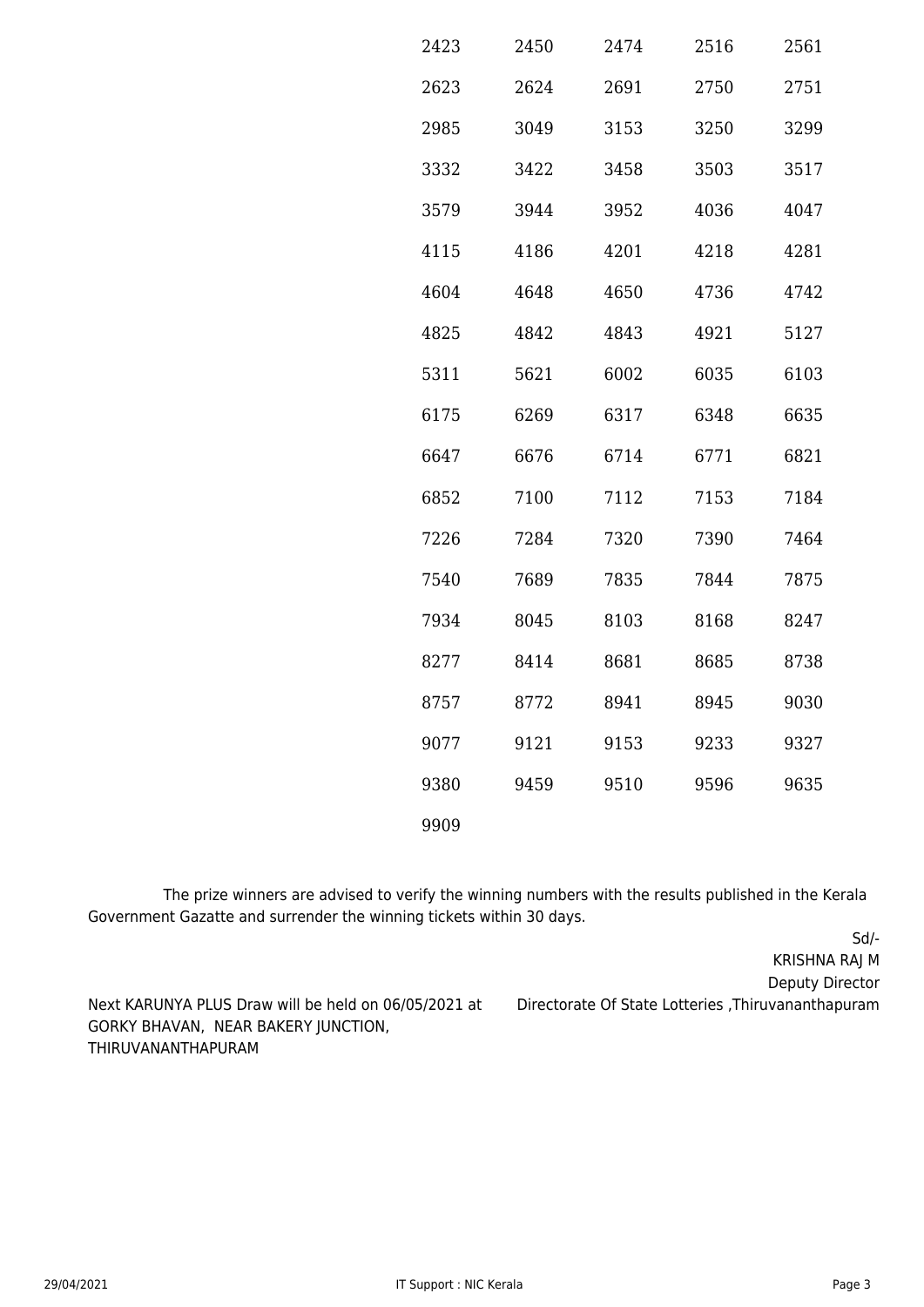| | | | | |
|---|---|---|---|---|
| 2423 | 2450 | 2474 | 2516 | 2561 |
| 2623 | 2624 | 2691 | 2750 | 2751 |
| 2985 | 3049 | 3153 | 3250 | 3299 |
| 3332 | 3422 | 3458 | 3503 | 3517 |
| 3579 | 3944 | 3952 | 4036 | 4047 |
| 4115 | 4186 | 4201 | 4218 | 4281 |
| 4604 | 4648 | 4650 | 4736 | 4742 |
| 4825 | 4842 | 4843 | 4921 | 5127 |
| 5311 | 5621 | 6002 | 6035 | 6103 |
| 6175 | 6269 | 6317 | 6348 | 6635 |
| 6647 | 6676 | 6714 | 6771 | 6821 |
| 6852 | 7100 | 7112 | 7153 | 7184 |
| 7226 | 7284 | 7320 | 7390 | 7464 |
| 7540 | 7689 | 7835 | 7844 | 7875 |
| 7934 | 8045 | 8103 | 8168 | 8247 |
| 8277 | 8414 | 8681 | 8685 | 8738 |
| 8757 | 8772 | 8941 | 8945 | 9030 |
| 9077 | 9121 | 9153 | 9233 | 9327 |
| 9380 | 9459 | 9510 | 9596 | 9635 |
| 9909 | | | | |

The prize winners are advised to verify the winning numbers with the results published in the Kerala Government Gazatte and surrender the winning tickets within 30 days.

Sd/-
KRISHNA RAJ M
Deputy Director
Directorate Of State Lotteries ,Thiruvananthapuram

Next KARUNYA PLUS Draw will be held on 06/05/2021 at GORKY BHAVAN, NEAR BAKERY JUNCTION, THIRUVANANTHAPURAM